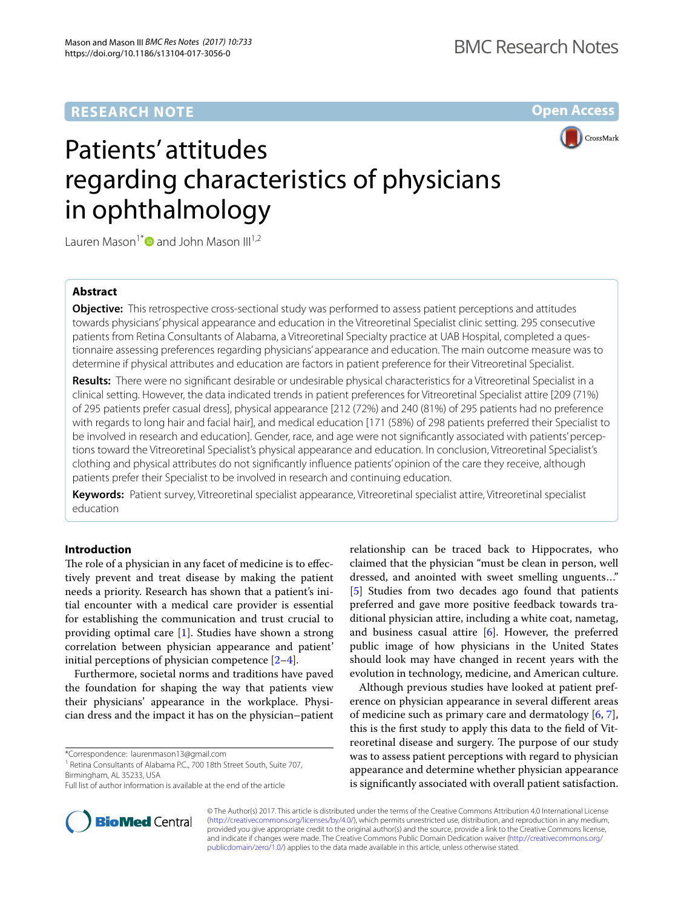RESEARCH NOTE

Open Access

# Patients' attitudes regarding characteristics of physicians in ophthalmology

Lauren Mason[1*] and John Mason III[1,2]

## Abstract

**Objective:** This retrospective cross-sectional study was performed to assess patient perceptions and attitudes towards physicians' physical appearance and education in the Vitreoretinal Specialist clinic setting. 295 consecutive patients from Retina Consultants of Alabama, a Vitreoretinal Specialty practice at UAB Hospital, completed a questionnaire assessing preferences regarding physicians' appearance and education. The main outcome measure was to determine if physical attributes and education are factors in patient preference for their Vitreoretinal Specialist.

**Results:** There were no significant desirable or undesirable physical characteristics for a Vitreoretinal Specialist in a clinical setting. However, the data indicated trends in patient preferences for Vitreoretinal Specialist attire [209 (71%) of 295 patients prefer casual dress], physical appearance [212 (72%) and 240 (81%) of 295 patients had no preference with regards to long hair and facial hair], and medical education [171 (58%) of 298 patients preferred their Specialist to be involved in research and education]. Gender, race, and age were not significantly associated with patients' perceptions toward the Vitreoretinal Specialist's physical appearance and education. In conclusion, Vitreoretinal Specialist's clothing and physical attributes do not significantly influence patients' opinion of the care they receive, although patients prefer their Specialist to be involved in research and continuing education.

**Keywords:** Patient survey, Vitreoretinal specialist appearance, Vitreoretinal specialist attire, Vitreoretinal specialist education

## Introduction

The role of a physician in any facet of medicine is to effectively prevent and treat disease by making the patient needs a priority. Research has shown that a patient's initial encounter with a medical care provider is essential for establishing the communication and trust crucial to providing optimal care [1]. Studies have shown a strong correlation between physician appearance and patient' initial perceptions of physician competence [2–4].

Furthermore, societal norms and traditions have paved the foundation for shaping the way that patients view their physicians' appearance in the workplace. Physician dress and the impact it has on the physician–patient relationship can be traced back to Hippocrates, who claimed that the physician "must be clean in person, well dressed, and anointed with sweet smelling unguents…" [5] Studies from two decades ago found that patients preferred and gave more positive feedback towards traditional physician attire, including a white coat, nametag, and business casual attire [6]. However, the preferred public image of how physicians in the United States should look may have changed in recent years with the evolution in technology, medicine, and American culture.

Although previous studies have looked at patient preference on physician appearance in several different areas of medicine such as primary care and dermatology [6, 7], this is the first study to apply this data to the field of Vitreoretinal disease and surgery. The purpose of our study was to assess patient perceptions with regard to physician appearance and determine whether physician appearance is significantly associated with overall patient satisfaction.

*Correspondence: laurenmason13@gmail.com
[1] Retina Consultants of Alabama P.C., 700 18th Street South, Suite 707, Birmingham, AL 35233, USA
Full list of author information is available at the end of the article

© The Author(s) 2017. This article is distributed under the terms of the Creative Commons Attribution 4.0 International License (http://creativecommons.org/licenses/by/4.0/), which permits unrestricted use, distribution, and reproduction in any medium, provided you give appropriate credit to the original author(s) and the source, provide a link to the Creative Commons license, and indicate if changes were made. The Creative Commons Public Domain Dedication waiver (http://creativecommons.org/publicdomain/zero/1.0/) applies to the data made available in this article, unless otherwise stated.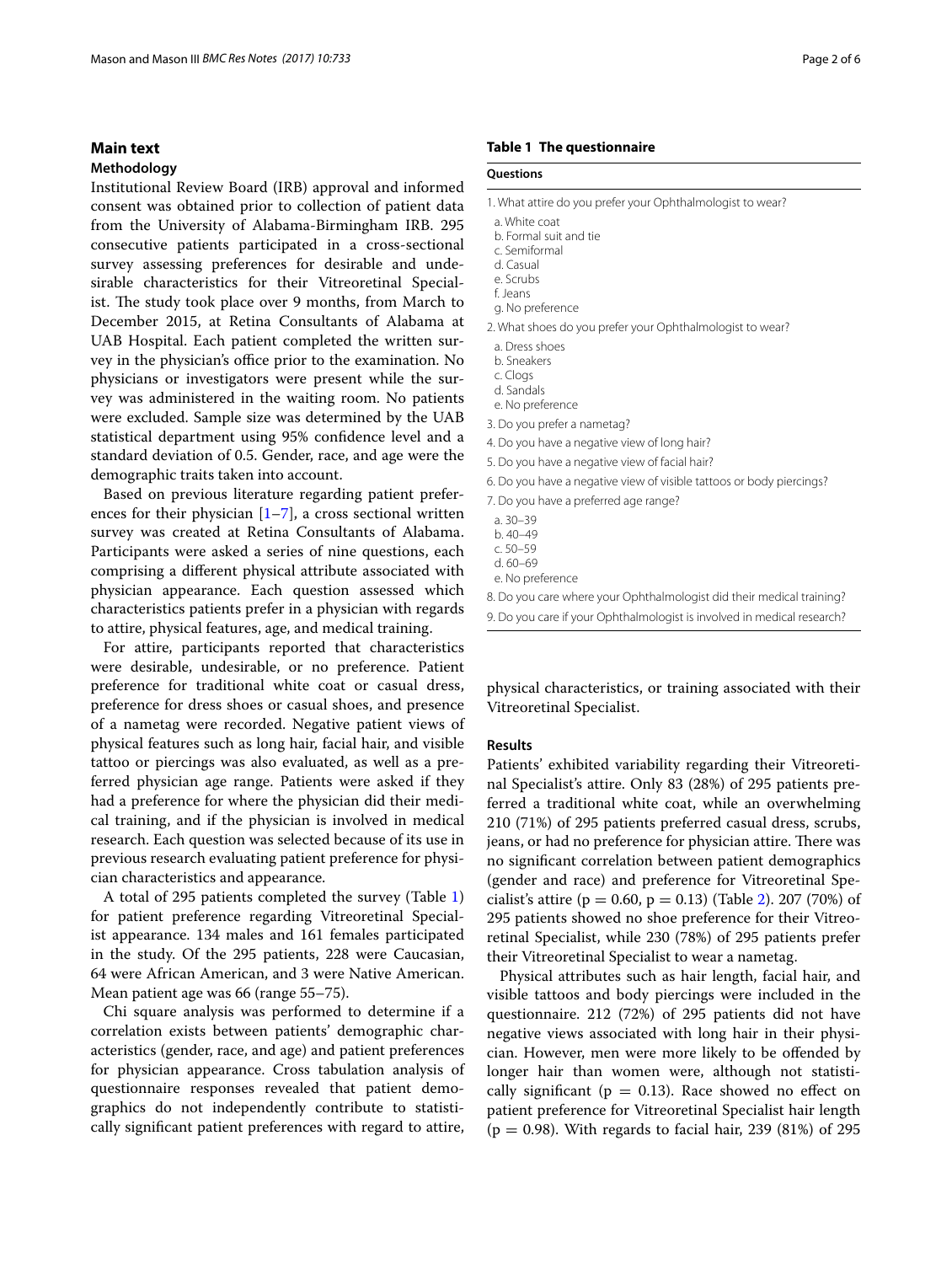## Main text

### Methodology

Institutional Review Board (IRB) approval and informed consent was obtained prior to collection of patient data from the University of Alabama-Birmingham IRB. 295 consecutive patients participated in a cross-sectional survey assessing preferences for desirable and undesirable characteristics for their Vitreoretinal Specialist. The study took place over 9 months, from March to December 2015, at Retina Consultants of Alabama at UAB Hospital. Each patient completed the written survey in the physician's office prior to the examination. No physicians or investigators were present while the survey was administered in the waiting room. No patients were excluded. Sample size was determined by the UAB statistical department using 95% confidence level and a standard deviation of 0.5. Gender, race, and age were the demographic traits taken into account.

Based on previous literature regarding patient preferences for their physician [1–7], a cross sectional written survey was created at Retina Consultants of Alabama. Participants were asked a series of nine questions, each comprising a different physical attribute associated with physician appearance. Each question assessed which characteristics patients prefer in a physician with regards to attire, physical features, age, and medical training.

For attire, participants reported that characteristics were desirable, undesirable, or no preference. Patient preference for traditional white coat or casual dress, preference for dress shoes or casual shoes, and presence of a nametag were recorded. Negative patient views of physical features such as long hair, facial hair, and visible tattoo or piercings was also evaluated, as well as a preferred physician age range. Patients were asked if they had a preference for where the physician did their medical training, and if the physician is involved in medical research. Each question was selected because of its use in previous research evaluating patient preference for physician characteristics and appearance.

A total of 295 patients completed the survey (Table 1) for patient preference regarding Vitreoretinal Specialist appearance. 134 males and 161 females participated in the study. Of the 295 patients, 228 were Caucasian, 64 were African American, and 3 were Native American. Mean patient age was 66 (range 55–75).

Chi square analysis was performed to determine if a correlation exists between patients' demographic characteristics (gender, race, and age) and patient preferences for physician appearance. Cross tabulation analysis of questionnaire responses revealed that patient demographics do not independently contribute to statistically significant patient preferences with regard to attire, physical characteristics, or training associated with their Vitreoretinal Specialist.

**Table 1 The questionnaire**

| Questions |
| --- |
| 1. What attire do you prefer your Ophthalmologist to wear? |
| a. White coat |
| b. Formal suit and tie |
| c. Semiformal |
| d. Casual |
| e. Scrubs |
| f. Jeans |
| g. No preference |
| 2. What shoes do you prefer your Ophthalmologist to wear? |
| a. Dress shoes |
| b. Sneakers |
| c. Clogs |
| d. Sandals |
| e. No preference |
| 3. Do you prefer a nametag? |
| 4. Do you have a negative view of long hair? |
| 5. Do you have a negative view of facial hair? |
| 6. Do you have a negative view of visible tattoos or body piercings? |
| 7. Do you have a preferred age range? |
| a. 30–39 |
| b. 40–49 |
| c. 50–59 |
| d. 60–69 |
| e. No preference |
| 8. Do you care where your Ophthalmologist did their medical training? |
| 9. Do you care if your Ophthalmologist is involved in medical research? |

### Results

Patients' exhibited variability regarding their Vitreoretinal Specialist's attire. Only 83 (28%) of 295 patients preferred a traditional white coat, while an overwhelming 210 (71%) of 295 patients preferred casual dress, scrubs, jeans, or had no preference for physician attire. There was no significant correlation between patient demographics (gender and race) and preference for Vitreoretinal Specialist's attire ($p = 0.60$, $p = 0.13$) (Table 2). 207 (70%) of 295 patients showed no shoe preference for their Vitreoretinal Specialist, while 230 (78%) of 295 patients prefer their Vitreoretinal Specialist to wear a nametag.

Physical attributes such as hair length, facial hair, and visible tattoos and body piercings were included in the questionnaire. 212 (72%) of 295 patients did not have negative views associated with long hair in their physician. However, men were more likely to be offended by longer hair than women were, although not statistically significant ($p = 0.13$). Race showed no effect on patient preference for Vitreoretinal Specialist hair length ($p = 0.98$). With regards to facial hair, 239 (81%) of 295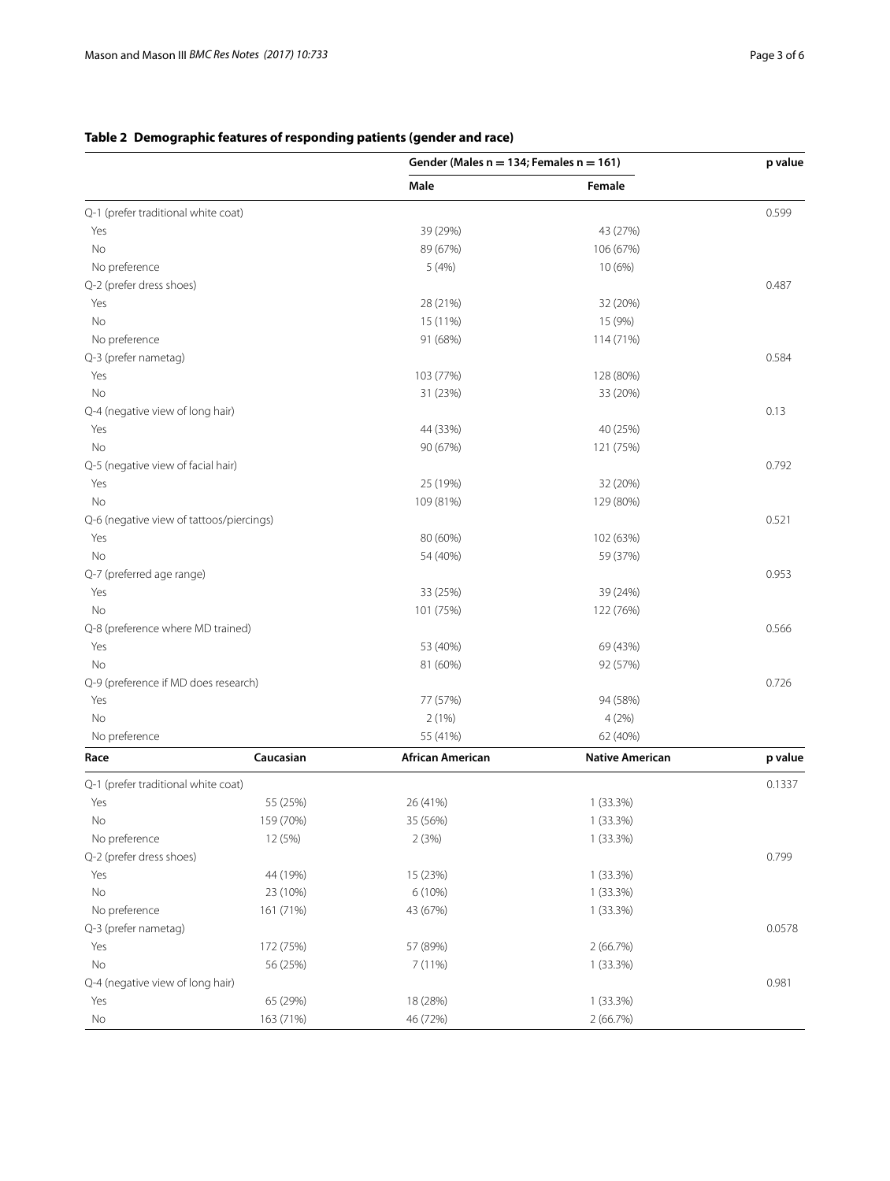**Table 2 Demographic features of responding patients (gender and race)**

| | | Gender (Males n = 134; Females n = 161) | | p value |
|---|---|---|---|---|
| | | Male | Female | |
| Q-1 (prefer traditional white coat) | | | | 0.599 |
| Yes | | 39 (29%) | 43 (27%) | |
| No | | 89 (67%) | 106 (67%) | |
| No preference | | 5 (4%) | 10 (6%) | |
| Q-2 (prefer dress shoes) | | | | 0.487 |
| Yes | | 28 (21%) | 32 (20%) | |
| No | | 15 (11%) | 15 (9%) | |
| No preference | | 91 (68%) | 114 (71%) | |
| Q-3 (prefer nametag) | | | | 0.584 |
| Yes | | 103 (77%) | 128 (80%) | |
| No | | 31 (23%) | 33 (20%) | |
| Q-4 (negative view of long hair) | | | | 0.13 |
| Yes | | 44 (33%) | 40 (25%) | |
| No | | 90 (67%) | 121 (75%) | |
| Q-5 (negative view of facial hair) | | | | 0.792 |
| Yes | | 25 (19%) | 32 (20%) | |
| No | | 109 (81%) | 129 (80%) | |
| Q-6 (negative view of tattoos/piercings) | | | | 0.521 |
| Yes | | 80 (60%) | 102 (63%) | |
| No | | 54 (40%) | 59 (37%) | |
| Q-7 (preferred age range) | | | | 0.953 |
| Yes | | 33 (25%) | 39 (24%) | |
| No | | 101 (75%) | 122 (76%) | |
| Q-8 (preference where MD trained) | | | | 0.566 |
| Yes | | 53 (40%) | 69 (43%) | |
| No | | 81 (60%) | 92 (57%) | |
| Q-9 (preference if MD does research) | | | | 0.726 |
| Yes | | 77 (57%) | 94 (58%) | |
| No | | 2 (1%) | 4 (2%) | |
| No preference | | 55 (41%) | 62 (40%) | |
| **Race** | **Caucasian** | **African American** | **Native American** | **p value** |
| Q-1 (prefer traditional white coat) | | | | 0.1337 |
| Yes | 55 (25%) | 26 (41%) | 1 (33.3%) | |
| No | 159 (70%) | 35 (56%) | 1 (33.3%) | |
| No preference | 12 (5%) | 2 (3%) | 1 (33.3%) | |
| Q-2 (prefer dress shoes) | | | | 0.799 |
| Yes | 44 (19%) | 15 (23%) | 1 (33.3%) | |
| No | 23 (10%) | 6 (10%) | 1 (33.3%) | |
| No preference | 161 (71%) | 43 (67%) | 1 (33.3%) | |
| Q-3 (prefer nametag) | | | | 0.0578 |
| Yes | 172 (75%) | 57 (89%) | 2 (66.7%) | |
| No | 56 (25%) | 7 (11%) | 1 (33.3%) | |
| Q-4 (negative view of long hair) | | | | 0.981 |
| Yes | 65 (29%) | 18 (28%) | 1 (33.3%) | |
| No | 163 (71%) | 46 (72%) | 2 (66.7%) | |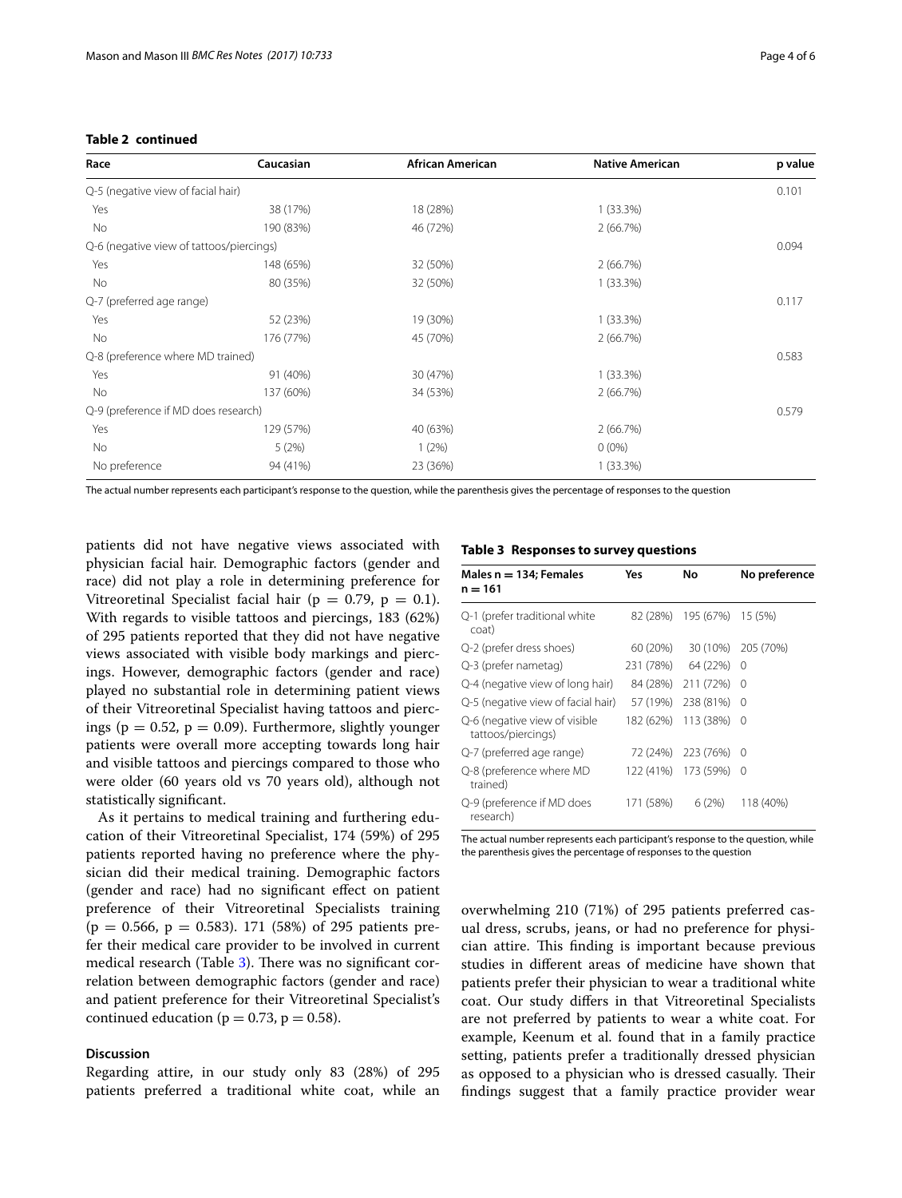**Table 2 continued**

| Race | Caucasian | African American | Native American | p value |
|---|---|---|---|---|
| Q-5 (negative view of facial hair) | | | | 0.101 |
| Yes | 38 (17%) | 18 (28%) | 1 (33.3%) | |
| No | 190 (83%) | 46 (72%) | 2 (66.7%) | |
| Q-6 (negative view of tattoos/piercings) | | | | 0.094 |
| Yes | 148 (65%) | 32 (50%) | 2 (66.7%) | |
| No | 80 (35%) | 32 (50%) | 1 (33.3%) | |
| Q-7 (preferred age range) | | | | 0.117 |
| Yes | 52 (23%) | 19 (30%) | 1 (33.3%) | |
| No | 176 (77%) | 45 (70%) | 2 (66.7%) | |
| Q-8 (preference where MD trained) | | | | 0.583 |
| Yes | 91 (40%) | 30 (47%) | 1 (33.3%) | |
| No | 137 (60%) | 34 (53%) | 2 (66.7%) | |
| Q-9 (preference if MD does research) | | | | 0.579 |
| Yes | 129 (57%) | 40 (63%) | 2 (66.7%) | |
| No | 5 (2%) | 1 (2%) | 0 (0%) | |
| No preference | 94 (41%) | 23 (36%) | 1 (33.3%) | |

The actual number represents each participant's response to the question, while the parenthesis gives the percentage of responses to the question

patients did not have negative views associated with physician facial hair. Demographic factors (gender and race) did not play a role in determining preference for Vitreoretinal Specialist facial hair ($p = 0.79$, $p = 0.1$). With regards to visible tattoos and piercings, 183 (62%) of 295 patients reported that they did not have negative views associated with visible body markings and piercings. However, demographic factors (gender and race) played no substantial role in determining patient views of their Vitreoretinal Specialist having tattoos and piercings ($p = 0.52$, $p = 0.09$). Furthermore, slightly younger patients were overall more accepting towards long hair and visible tattoos and piercings compared to those who were older (60 years old vs 70 years old), although not statistically significant.

As it pertains to medical training and furthering education of their Vitreoretinal Specialist, 174 (59%) of 295 patients reported having no preference where the physician did their medical training. Demographic factors (gender and race) had no significant effect on patient preference of their Vitreoretinal Specialists training ($p = 0.566$, $p = 0.583$). 171 (58%) of 295 patients prefer their medical care provider to be involved in current medical research (Table 3). There was no significant correlation between demographic factors (gender and race) and patient preference for their Vitreoretinal Specialist's continued education ($p = 0.73$, $p = 0.58$).

**Table 3 Responses to survey questions**

| Males n = 134; Females n = 161 | Yes | No | No preference |
|---|---|---|---|
| Q-1 (prefer traditional white coat) | 82 (28%) | 195 (67%) | 15 (5%) |
| Q-2 (prefer dress shoes) | 60 (20%) | 30 (10%) | 205 (70%) |
| Q-3 (prefer nametag) | 231 (78%) | 64 (22%) | 0 |
| Q-4 (negative view of long hair) | 84 (28%) | 211 (72%) | 0 |
| Q-5 (negative view of facial hair) | 57 (19%) | 238 (81%) | 0 |
| Q-6 (negative view of visible tattoos/piercings) | 182 (62%) | 113 (38%) | 0 |
| Q-7 (preferred age range) | 72 (24%) | 223 (76%) | 0 |
| Q-8 (preference where MD trained) | 122 (41%) | 173 (59%) | 0 |
| Q-9 (preference if MD does research) | 171 (58%) | 6 (2%) | 118 (40%) |

The actual number represents each participant's response to the question, while the parenthesis gives the percentage of responses to the question

## Discussion

Regarding attire, in our study only 83 (28%) of 295 patients preferred a traditional white coat, while an overwhelming 210 (71%) of 295 patients preferred casual dress, scrubs, jeans, or had no preference for physician attire. This finding is important because previous studies in different areas of medicine have shown that patients prefer their physician to wear a traditional white coat. Our study differs in that Vitreoretinal Specialists are not preferred by patients to wear a white coat. For example, Keenum et al. found that in a family practice setting, patients prefer a traditionally dressed physician as opposed to a physician who is dressed casually. Their findings suggest that a family practice provider wear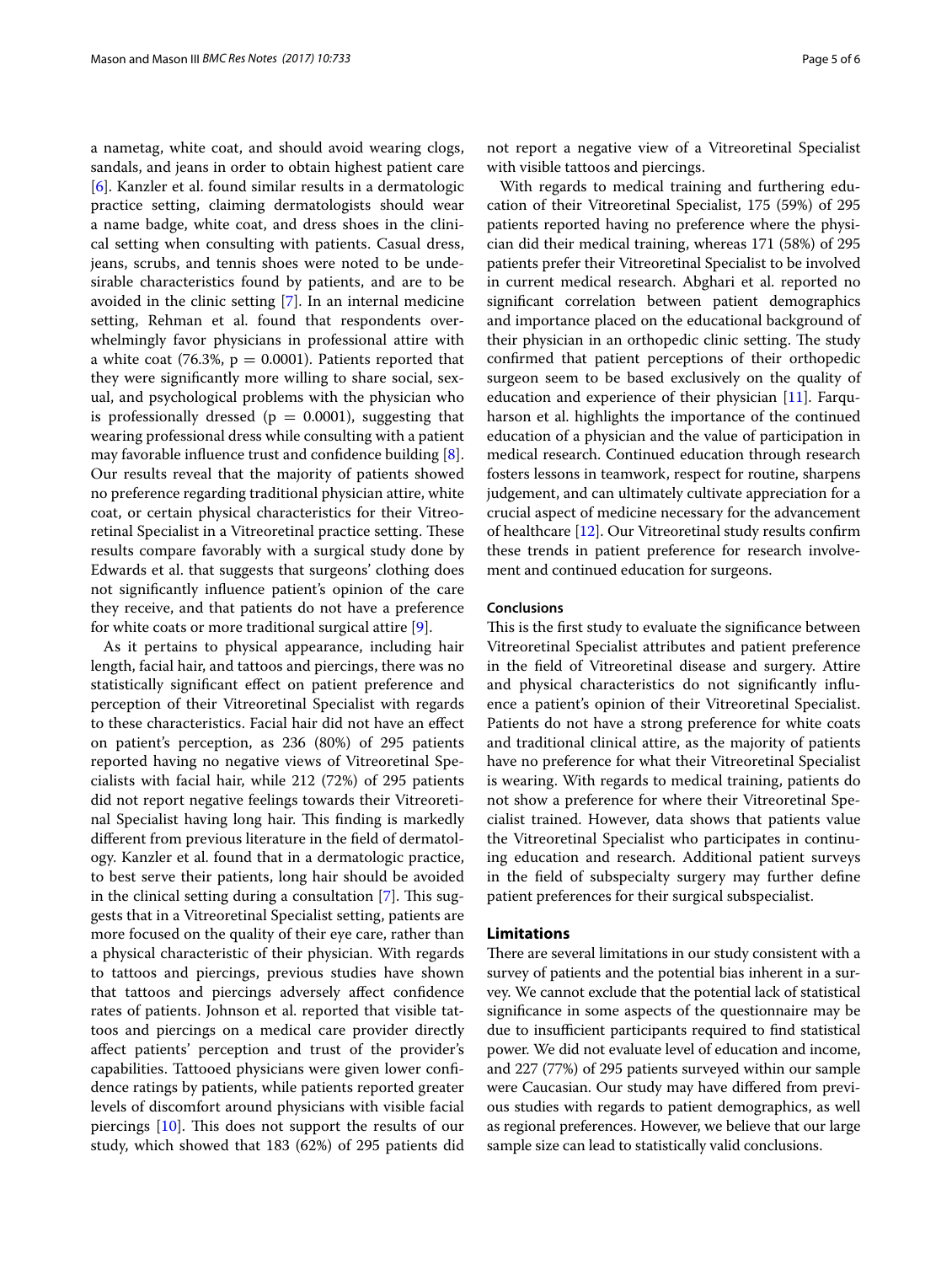a nametag, white coat, and should avoid wearing clogs, sandals, and jeans in order to obtain highest patient care [6]. Kanzler et al. found similar results in a dermatologic practice setting, claiming dermatologists should wear a name badge, white coat, and dress shoes in the clinical setting when consulting with patients. Casual dress, jeans, scrubs, and tennis shoes were noted to be undesirable characteristics found by patients, and are to be avoided in the clinic setting [7]. In an internal medicine setting, Rehman et al. found that respondents overwhelmingly favor physicians in professional attire with a white coat (76.3%, $p = 0.0001$). Patients reported that they were significantly more willing to share social, sexual, and psychological problems with the physician who is professionally dressed ($p = 0.0001$), suggesting that wearing professional dress while consulting with a patient may favorable influence trust and confidence building [8]. Our results reveal that the majority of patients showed no preference regarding traditional physician attire, white coat, or certain physical characteristics for their Vitreoretinal Specialist in a Vitreoretinal practice setting. These results compare favorably with a surgical study done by Edwards et al. that suggests that surgeons' clothing does not significantly influence patient's opinion of the care they receive, and that patients do not have a preference for white coats or more traditional surgical attire [9].

As it pertains to physical appearance, including hair length, facial hair, and tattoos and piercings, there was no statistically significant effect on patient preference and perception of their Vitreoretinal Specialist with regards to these characteristics. Facial hair did not have an effect on patient's perception, as 236 (80%) of 295 patients reported having no negative views of Vitreoretinal Specialists with facial hair, while 212 (72%) of 295 patients did not report negative feelings towards their Vitreoretinal Specialist having long hair. This finding is markedly different from previous literature in the field of dermatology. Kanzler et al. found that in a dermatologic practice, to best serve their patients, long hair should be avoided in the clinical setting during a consultation [7]. This suggests that in a Vitreoretinal Specialist setting, patients are more focused on the quality of their eye care, rather than a physical characteristic of their physician. With regards to tattoos and piercings, previous studies have shown that tattoos and piercings adversely affect confidence rates of patients. Johnson et al. reported that visible tattoos and piercings on a medical care provider directly affect patients' perception and trust of the provider's capabilities. Tattooed physicians were given lower confidence ratings by patients, while patients reported greater levels of discomfort around physicians with visible facial piercings [10]. This does not support the results of our study, which showed that 183 (62%) of 295 patients did not report a negative view of a Vitreoretinal Specialist with visible tattoos and piercings.

With regards to medical training and furthering education of their Vitreoretinal Specialist, 175 (59%) of 295 patients reported having no preference where the physician did their medical training, whereas 171 (58%) of 295 patients prefer their Vitreoretinal Specialist to be involved in current medical research. Abghari et al. reported no significant correlation between patient demographics and importance placed on the educational background of their physician in an orthopedic clinic setting. The study confirmed that patient perceptions of their orthopedic surgeon seem to be based exclusively on the quality of education and experience of their physician [11]. Farquharson et al. highlights the importance of the continued education of a physician and the value of participation in medical research. Continued education through research fosters lessons in teamwork, respect for routine, sharpens judgement, and can ultimately cultivate appreciation for a crucial aspect of medicine necessary for the advancement of healthcare [12]. Our Vitreoretinal study results confirm these trends in patient preference for research involvement and continued education for surgeons.

### Conclusions

This is the first study to evaluate the significance between Vitreoretinal Specialist attributes and patient preference in the field of Vitreoretinal disease and surgery. Attire and physical characteristics do not significantly influence a patient's opinion of their Vitreoretinal Specialist. Patients do not have a strong preference for white coats and traditional clinical attire, as the majority of patients have no preference for what their Vitreoretinal Specialist is wearing. With regards to medical training, patients do not show a preference for where their Vitreoretinal Specialist trained. However, data shows that patients value the Vitreoretinal Specialist who participates in continuing education and research. Additional patient surveys in the field of subspecialty surgery may further define patient preferences for their surgical subspecialist.

## Limitations

There are several limitations in our study consistent with a survey of patients and the potential bias inherent in a survey. We cannot exclude that the potential lack of statistical significance in some aspects of the questionnaire may be due to insufficient participants required to find statistical power. We did not evaluate level of education and income, and 227 (77%) of 295 patients surveyed within our sample were Caucasian. Our study may have differed from previous studies with regards to patient demographics, as well as regional preferences. However, we believe that our large sample size can lead to statistically valid conclusions.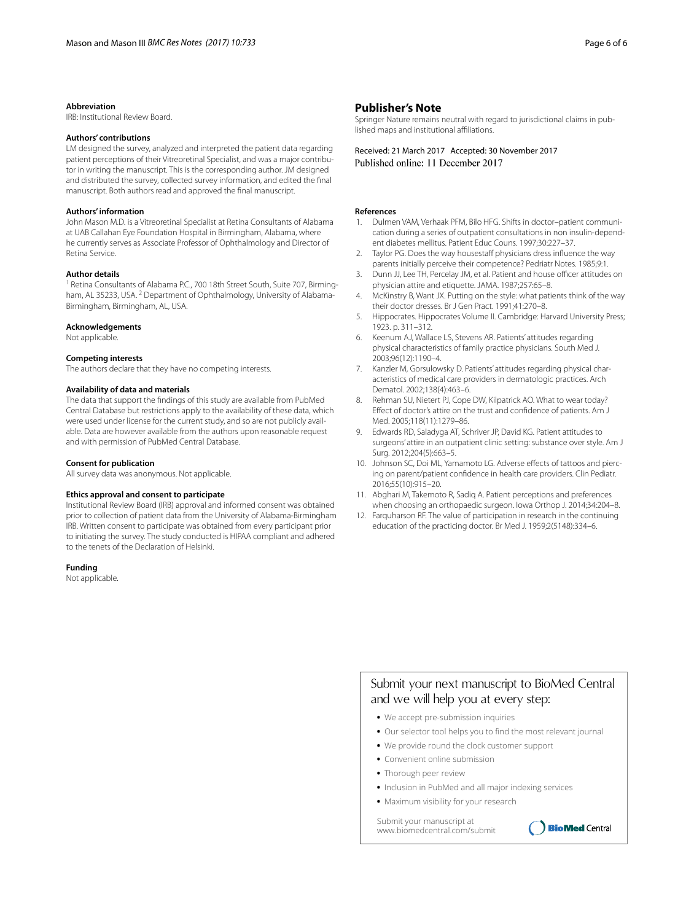### Abbreviation

IRB: Institutional Review Board.

### Authors' contributions

LM designed the survey, analyzed and interpreted the patient data regarding patient perceptions of their Vitreoretinal Specialist, and was a major contributor in writing the manuscript. This is the corresponding author. JM designed and distributed the survey, collected survey information, and edited the final manuscript. Both authors read and approved the final manuscript.

### Authors' information

John Mason M.D. is a Vitreoretinal Specialist at Retina Consultants of Alabama at UAB Callahan Eye Foundation Hospital in Birmingham, Alabama, where he currently serves as Associate Professor of Ophthalmology and Director of Retina Service.

### Author details

[1] Retina Consultants of Alabama P.C., 700 18th Street South, Suite 707, Birmingham, AL 35233, USA. [2] Department of Ophthalmology, University of Alabama-Birmingham, Birmingham, AL, USA.

### Acknowledgements

Not applicable.

### Competing interests

The authors declare that they have no competing interests.

### Availability of data and materials

The data that support the findings of this study are available from PubMed Central Database but restrictions apply to the availability of these data, which were used under license for the current study, and so are not publicly available. Data are however available from the authors upon reasonable request and with permission of PubMed Central Database.

### Consent for publication

All survey data was anonymous. Not applicable.

### Ethics approval and consent to participate

Institutional Review Board (IRB) approval and informed consent was obtained prior to collection of patient data from the University of Alabama-Birmingham IRB. Written consent to participate was obtained from every participant prior to initiating the survey. The study conducted is HIPAA compliant and adhered to the tenets of the Declaration of Helsinki.

### Funding

Not applicable.

## Publisher's Note

Springer Nature remains neutral with regard to jurisdictional claims in published maps and institutional affiliations.

Received: 21 March 2017 Accepted: 30 November 2017
Published online: 11 December 2017

### References

1. Dulmen VAM, Verhaak PFM, Bilo HFG. Shifts in doctor–patient communication during a series of outpatient consultations in non insulin-dependent diabetes mellitus. Patient Educ Couns. 1997;30:227–37.
2. Taylor PG. Does the way housestaff physicians dress influence the way parents initially perceive their competence? Pedriatr Notes. 1985;9:1.
3. Dunn JJ, Lee TH, Percelay JM, et al. Patient and house officer attitudes on physician attire and etiquette. JAMA. 1987;257:65–8.
4. McKinstry B, Want JX. Putting on the style: what patients think of the way their doctor dresses. Br J Gen Pract. 1991;41:270–8.
5. Hippocrates. Hippocrates Volume II. Cambridge: Harvard University Press; 1923. p. 311–312.
6. Keenum AJ, Wallace LS, Stevens AR. Patients' attitudes regarding physical characteristics of family practice physicians. South Med J. 2003;96(12):1190–4.
7. Kanzler M, Gorsulowsky D. Patients' attitudes regarding physical characteristics of medical care providers in dermatologic practices. Arch Dematol. 2002;138(4):463–6.
8. Rehman SU, Nietert PJ, Cope DW, Kilpatrick AO. What to wear today? Effect of doctor's attire on the trust and confidence of patients. Am J Med. 2005;118(11):1279–86.
9. Edwards RD, Saladyga AT, Schriver JP, David KG. Patient attitudes to surgeons' attire in an outpatient clinic setting: substance over style. Am J Surg. 2012;204(5):663–5.
10. Johnson SC, Doi ML, Yamamoto LG. Adverse effects of tattoos and piercing on parent/patient confidence in health care providers. Clin Pediatr. 2016;55(10):915–20.
11. Abghari M, Takemoto R, Sadiq A. Patient perceptions and preferences when choosing an orthopaedic surgeon. Iowa Orthop J. 2014;34:204–8.
12. Farquharson RF. The value of participation in research in the continuing education of the practicing doctor. Br Med J. 1959;2(5148):334–6.

Submit your next manuscript to BioMed Central and we will help you at every step:

- We accept pre-submission inquiries
- Our selector tool helps you to find the most relevant journal
- We provide round the clock customer support
- Convenient online submission
- Thorough peer review
- Inclusion in PubMed and all major indexing services
- Maximum visibility for your research

Submit your manuscript at www.biomedcentral.com/submit